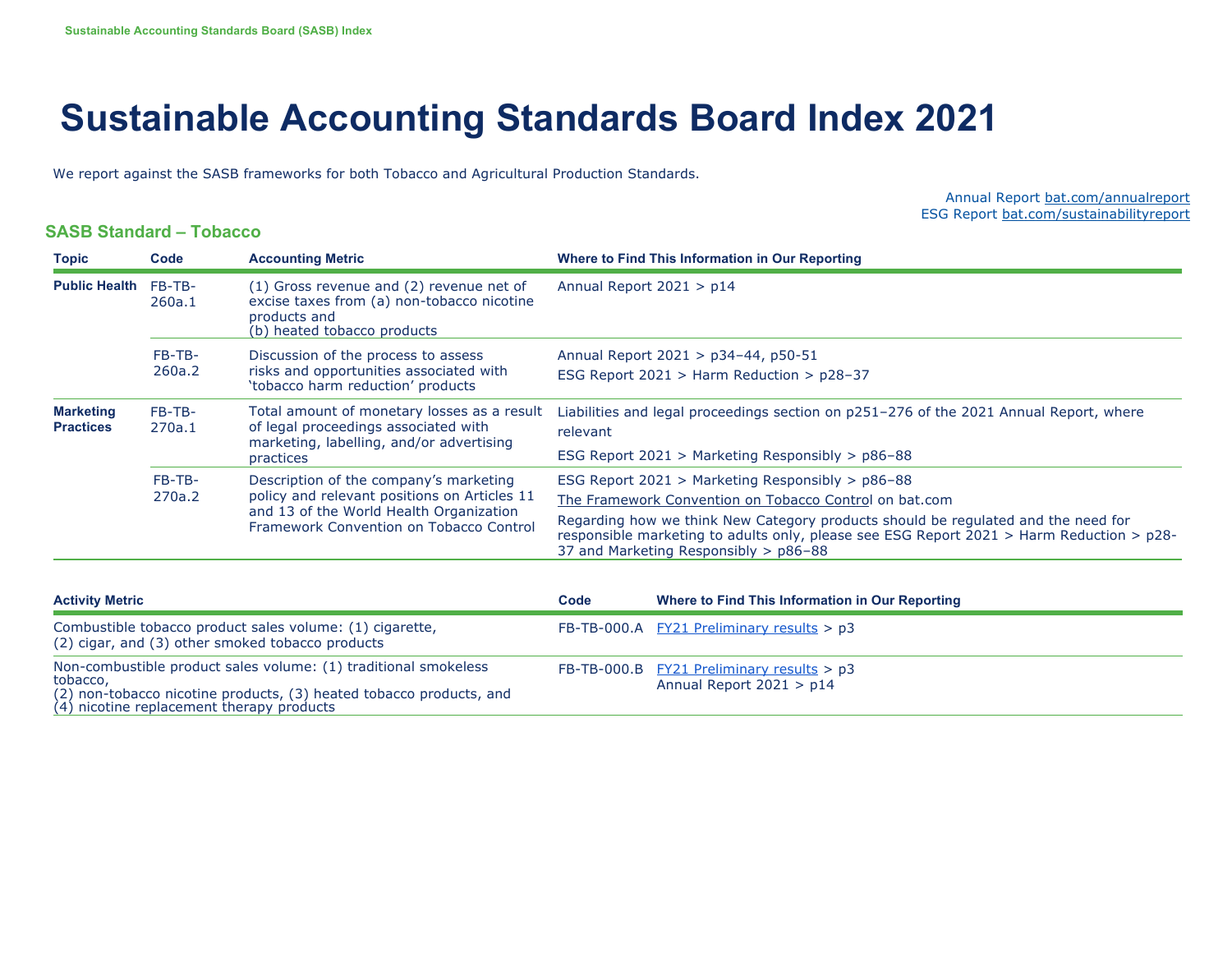# Sustainable Accounting Standards Board Index 2021

We report against the SASB frameworks for both Tobacco and Agricultural Production Standards.

Annual Report bat.com/annualreport
ESG Report bat.com/sustainabilityreport

## SASB Standard – Tobacco

| Topic | Code | Accounting Metric | Where to Find This Information in Our Reporting |
|---|---|---|---|
| **Public Health** | FB-TB-260a.1 | (1) Gross revenue and (2) revenue net of excise taxes from (a) non-tobacco nicotine products and (b) heated tobacco products | Annual Report 2021 > p14 |
| | FB-TB-260a.2 | Discussion of the process to assess risks and opportunities associated with 'tobacco harm reduction' products | Annual Report 2021 > p34–44, p50-51<br>ESG Report 2021 > Harm Reduction > p28–37 |
| **Marketing Practices** | FB-TB-270a.1 | Total amount of monetary losses as a result of legal proceedings associated with marketing, labelling, and/or advertising practices | Liabilities and legal proceedings section on p251–276 of the 2021 Annual Report, where relevant<br>ESG Report 2021 > Marketing Responsibly > p86–88 |
| | FB-TB-270a.2 | Description of the company's marketing policy and relevant positions on Articles 11 and 13 of the World Health Organization Framework Convention on Tobacco Control | ESG Report 2021 > Marketing Responsibly > p86–88<br>The Framework Convention on Tobacco Control on bat.com<br>Regarding how we think New Category products should be regulated and the need for responsible marketing to adults only, please see ESG Report 2021 > Harm Reduction > p28-37 and Marketing Responsibly > p86–88 |

| Activity Metric | Code | Where to Find This Information in Our Reporting |
|---|---|---|
| Combustible tobacco product sales volume: (1) cigarette, (2) cigar, and (3) other smoked tobacco products | FB-TB-000.A | FY21 Preliminary results > p3 |
| Non-combustible product sales volume: (1) traditional smokeless tobacco, (2) non-tobacco nicotine products, (3) heated tobacco products, and (4) nicotine replacement therapy products | FB-TB-000.B | FY21 Preliminary results > p3<br>Annual Report 2021 > p14 |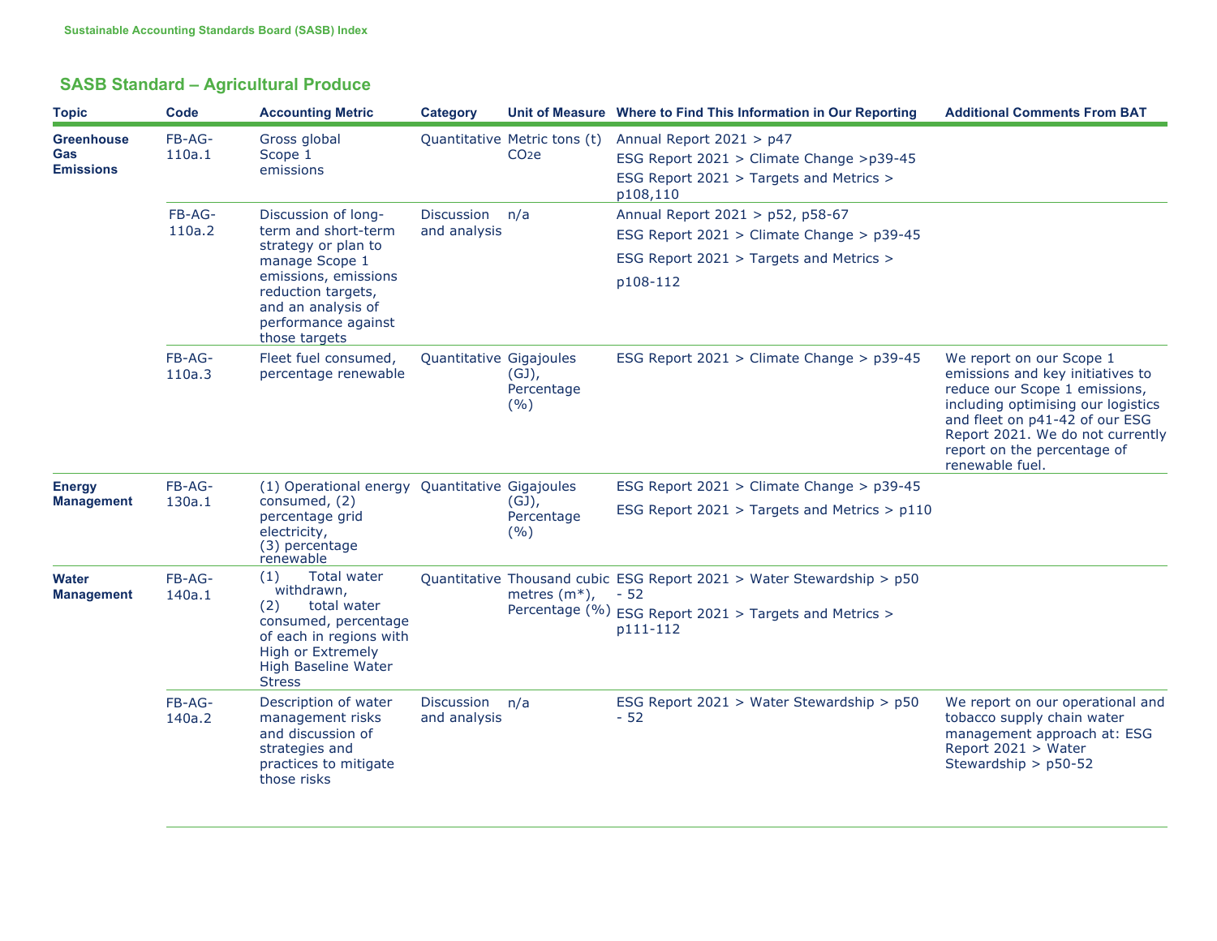Sustainable Accounting Standards Board (SASB) Index

## SASB Standard – Agricultural Produce

| Topic | Code | Accounting Metric | Category | Unit of Measure | Where to Find This Information in Our Reporting | Additional Comments From BAT |
|---|---|---|---|---|---|---|
| **Greenhouse Gas Emissions** | FB-AG-110a.1 | Gross global Scope 1 emissions | Quantitative | Metric tons (t) $CO_2e$ | Annual Report 2021 > p47<br>ESG Report 2021 > Climate Change >p39-45<br>ESG Report 2021 > Targets and Metrics > p108,110 | |
| | FB-AG-110a.2 | Discussion of long-term and short-term strategy or plan to manage Scope 1 emissions, emissions reduction targets, and an analysis of performance against those targets | Discussion and analysis | n/a | Annual Report 2021 > p52, p58-67<br>ESG Report 2021 > Climate Change > p39-45<br>ESG Report 2021 > Targets and Metrics > p108-112 | |
| | FB-AG-110a.3 | Fleet fuel consumed, percentage renewable | Quantitative | Gigajoules (GJ), Percentage (%) | ESG Report 2021 > Climate Change > p39-45 | We report on our Scope 1 emissions and key initiatives to reduce our Scope 1 emissions, including optimising our logistics and fleet on p41-42 of our ESG Report 2021. We do not currently report on the percentage of renewable fuel. |
| **Energy Management** | FB-AG-130a.1 | (1) Operational energy consumed, (2) percentage grid electricity, (3) percentage renewable | Quantitative | Gigajoules (GJ), Percentage (%) | ESG Report 2021 > Climate Change > p39-45<br>ESG Report 2021 > Targets and Metrics > p110 | |
| **Water Management** | FB-AG-140a.1 | (1) Total water withdrawn, (2) total water consumed, percentage of each in regions with High or Extremely High Baseline Water Stress | Quantitative | Thousand cubic metres (m*), Percentage (%) | ESG Report 2021 > Water Stewardship > p50 - 52<br>ESG Report 2021 > Targets and Metrics > p111-112 | |
| | FB-AG-140a.2 | Description of water management risks and discussion of strategies and practices to mitigate those risks | Discussion and analysis | n/a | ESG Report 2021 > Water Stewardship > p50 - 52 | We report on our operational and tobacco supply chain water management approach at: ESG Report 2021 > Water Stewardship > p50-52 |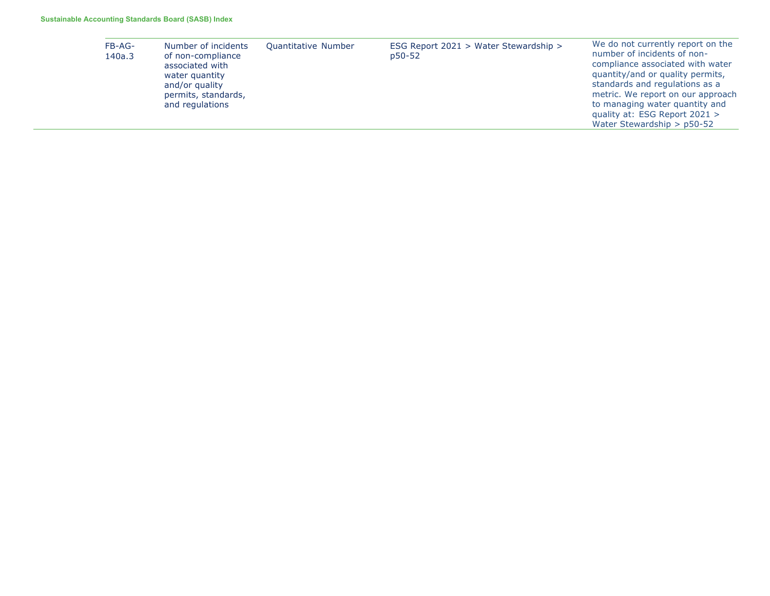| | | | | |
|---|---|---|---|---|
| FB-AG-140a.3 | Number of incidents of non-compliance associated with water quantity and/or quality permits, standards, and regulations | Quantitative Number | ESG Report 2021 > Water Stewardship > p50-52 | We do not currently report on the number of incidents of non-compliance associated with water quantity/and or quality permits, standards and regulations as a metric. We report on our approach to managing water quantity and quality at: ESG Report 2021 > Water Stewardship > p50-52 |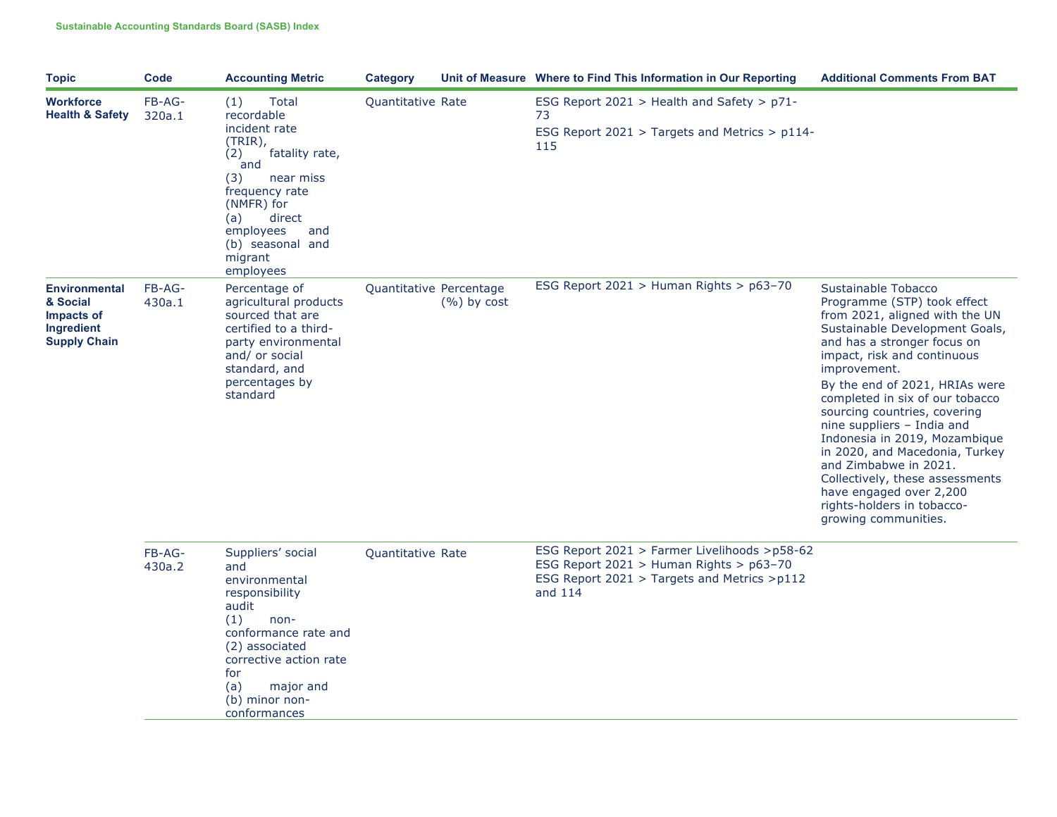**Sustainable Accounting Standards Board (SASB) Index**

| Topic | Code | Accounting Metric | Category | Unit of Measure | Where to Find This Information in Our Reporting | Additional Comments From BAT |
|---|---|---|---|---|---|---|
| **Workforce Health & Safety** | FB-AG-320a.1 | (1) Total recordable incident rate (TRIR), (2) fatality rate, and (3) near miss frequency rate (NMFR) for (a) direct employees and (b) seasonal and migrant employees | Quantitative | Rate | ESG Report 2021 > Health and Safety > p71-73<br>ESG Report 2021 > Targets and Metrics > p114-115 | |
| **Environmental & Social Impacts of Ingredient Supply Chain** | FB-AG-430a.1 | Percentage of agricultural products sourced that are certified to a third-party environmental and/ or social standard, and percentages by standard | Quantitative | Percentage (%) by cost | ESG Report 2021 > Human Rights > p63–70 | Sustainable Tobacco Programme (STP) took effect from 2021, aligned with the UN Sustainable Development Goals, and has a stronger focus on impact, risk and continuous improvement.<br>By the end of 2021, HRIAs were completed in six of our tobacco sourcing countries, covering nine suppliers – India and Indonesia in 2019, Mozambique in 2020, and Macedonia, Turkey and Zimbabwe in 2021. Collectively, these assessments have engaged over 2,200 rights-holders in tobacco-growing communities. |
| | FB-AG-430a.2 | Suppliers' social and environmental responsibility audit (1) non-conformance rate and (2) associated corrective action rate for (a) major and (b) minor non-conformances | Quantitative | Rate | ESG Report 2021 > Farmer Livelihoods >p58-62<br>ESG Report 2021 > Human Rights > p63–70<br>ESG Report 2021 > Targets and Metrics >p112 and 114 | |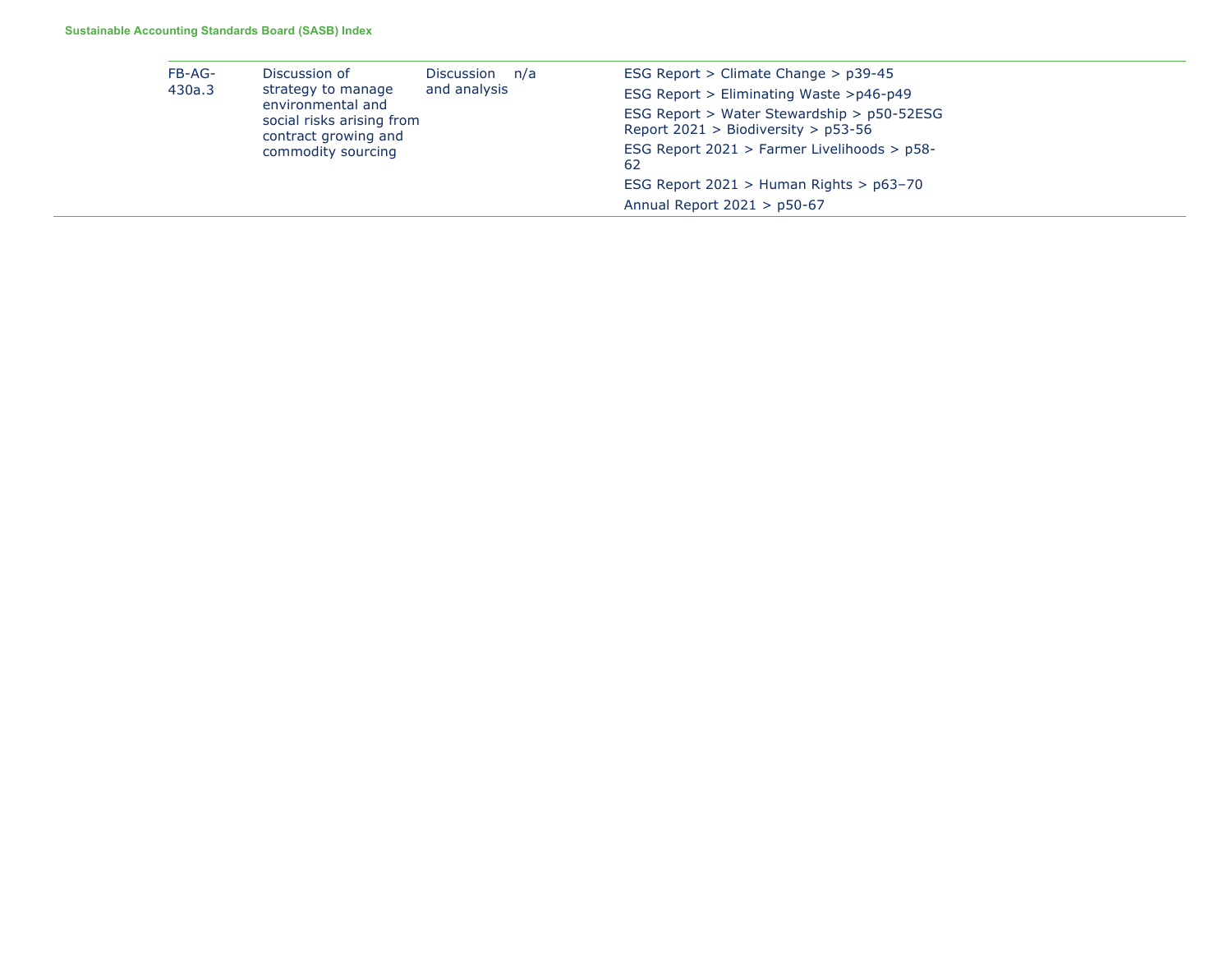| | | | | |
|---|---|---|---|---|
| FB-AG-430a.3 | Discussion of strategy to manage environmental and social risks arising from contract growing and commodity sourcing | Discussion and analysis | n/a | ESG Report > Climate Change > p39-45<br>ESG Report > Eliminating Waste >p46-p49<br>ESG Report > Water Stewardship > p50-52ESG Report 2021 > Biodiversity > p53-56<br>ESG Report 2021 > Farmer Livelihoods > p58-62<br>ESG Report 2021 > Human Rights > p63–70<br>Annual Report 2021 > p50-67 |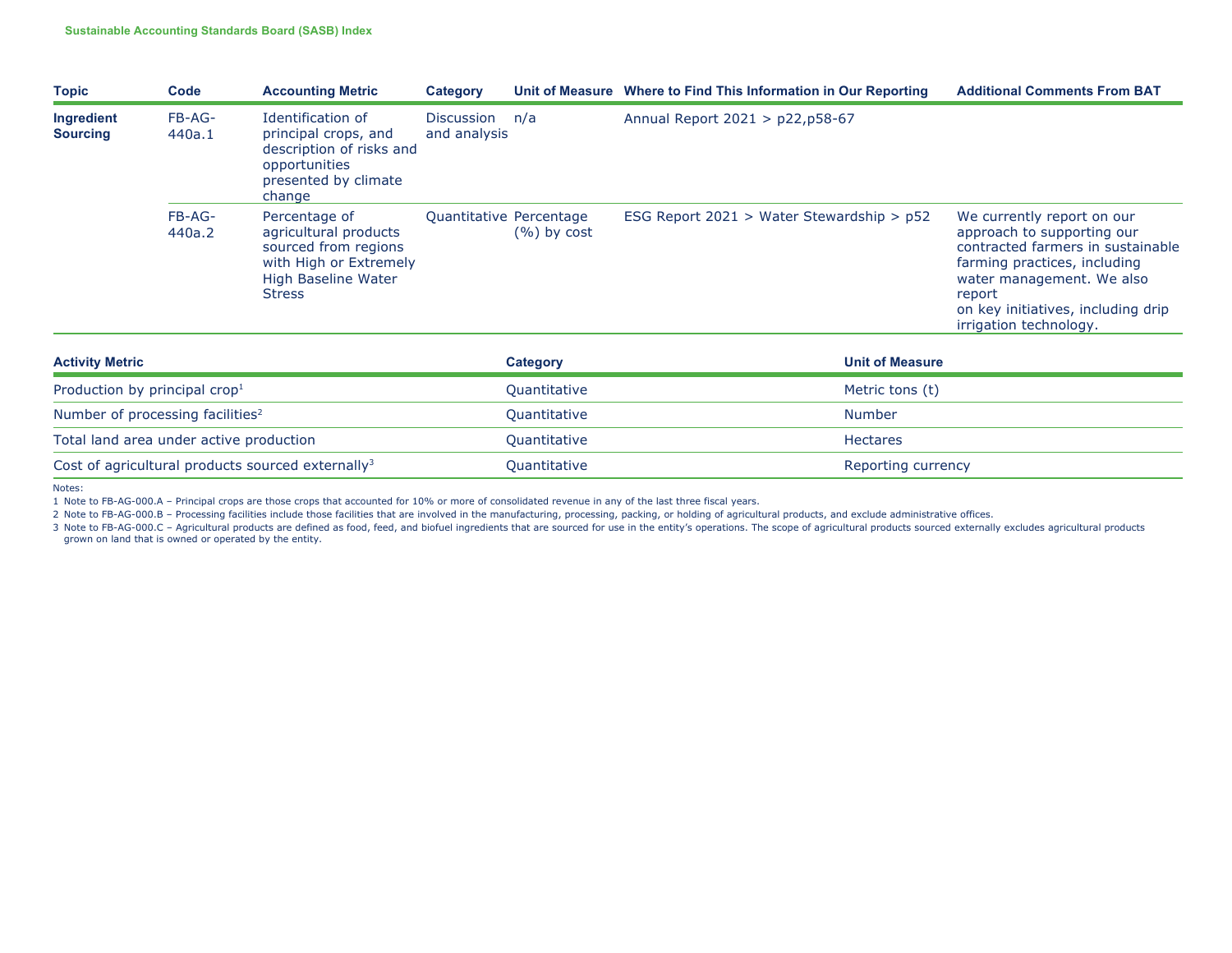Sustainable Accounting Standards Board (SASB) Index

| Topic | Code | Accounting Metric | Category | Unit of Measure | Where to Find This Information in Our Reporting | Additional Comments From BAT |
|---|---|---|---|---|---|---|
| **Ingredient Sourcing** | FB-AG-440a.1 | Identification of principal crops, and description of risks and opportunities presented by climate change | Discussion and analysis | n/a | Annual Report 2021 > p22,p58-67 | |
| | FB-AG-440a.2 | Percentage of agricultural products sourced from regions with High or Extremely High Baseline Water Stress | Quantitative | Percentage (%) by cost | ESG Report 2021 > Water Stewardship > p52 | We currently report on our approach to supporting our contracted farmers in sustainable farming practices, including water management. We also report on key initiatives, including drip irrigation technology. |

| Activity Metric | Category | Unit of Measure |
|---|---|---|
| Production by principal crop[1] | Quantitative | Metric tons (t) |
| Number of processing facilities[2] | Quantitative | Number |
| Total land area under active production | Quantitative | Hectares |
| Cost of agricultural products sourced externally[3] | Quantitative | Reporting currency |

Notes:

1 Note to FB-AG-000.A – Principal crops are those crops that accounted for 10% or more of consolidated revenue in any of the last three fiscal years.

2 Note to FB-AG-000.B – Processing facilities include those facilities that are involved in the manufacturing, processing, packing, or holding of agricultural products, and exclude administrative offices.

3 Note to FB-AG-000.C – Agricultural products are defined as food, feed, and biofuel ingredients that are sourced for use in the entity's operations. The scope of agricultural products sourced externally excludes agricultural products grown on land that is owned or operated by the entity.